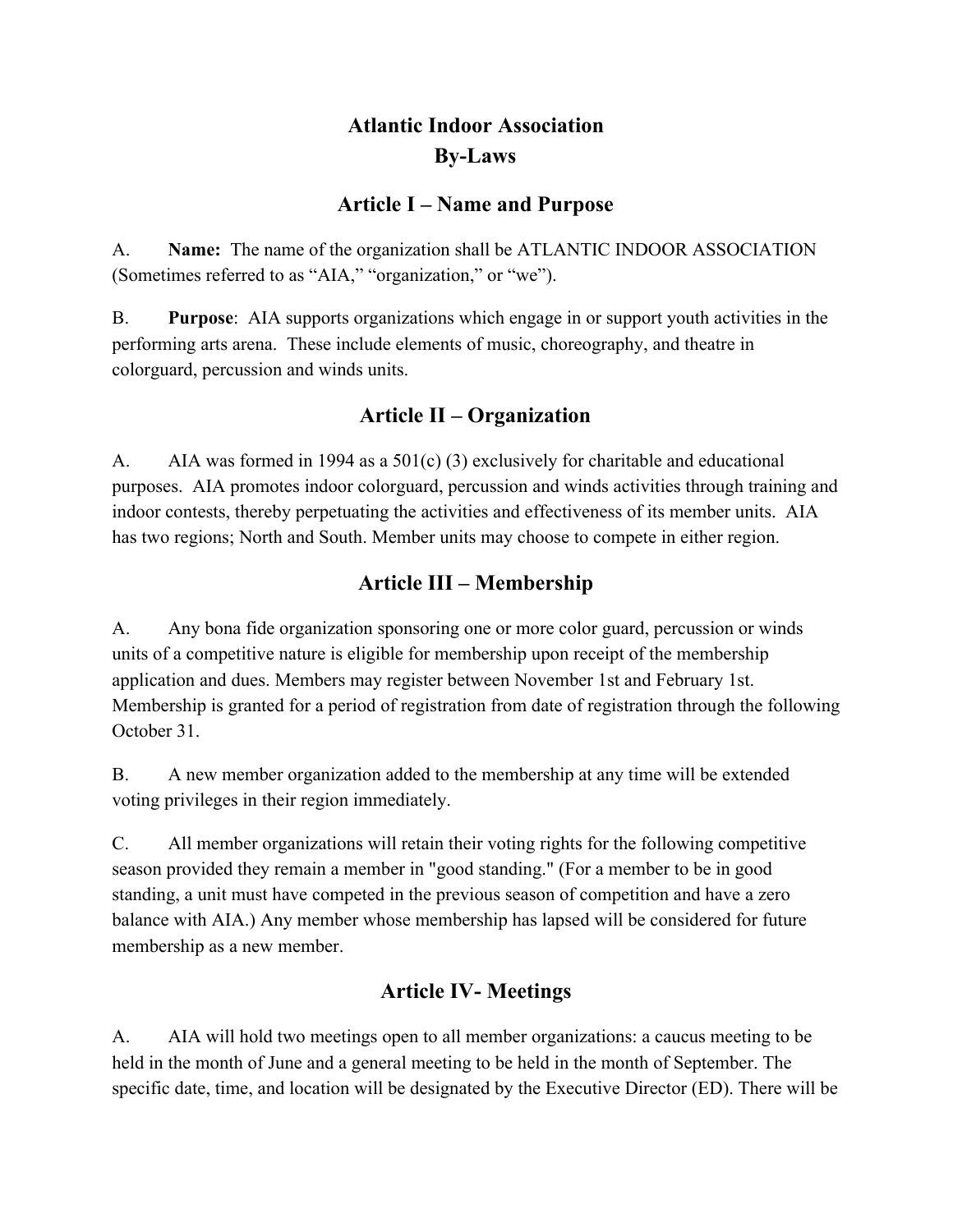# Atlantic Indoor Association
# By-Laws

## Article I – Name and Purpose

A. **Name:** The name of the organization shall be ATLANTIC INDOOR ASSOCIATION (Sometimes referred to as "AIA," "organization," or "we").

B. **Purpose**: AIA supports organizations which engage in or support youth activities in the performing arts arena. These include elements of music, choreography, and theatre in colorguard, percussion and winds units.

## Article II – Organization

A. AIA was formed in 1994 as a 501(c) (3) exclusively for charitable and educational purposes. AIA promotes indoor colorguard, percussion and winds activities through training and indoor contests, thereby perpetuating the activities and effectiveness of its member units. AIA has two regions; North and South. Member units may choose to compete in either region.

## Article III – Membership

A. Any bona fide organization sponsoring one or more color guard, percussion or winds units of a competitive nature is eligible for membership upon receipt of the membership application and dues. Members may register between November 1st and February 1st. Membership is granted for a period of registration from date of registration through the following October 31.

B. A new member organization added to the membership at any time will be extended voting privileges in their region immediately.

C. All member organizations will retain their voting rights for the following competitive season provided they remain a member in "good standing." (For a member to be in good standing, a unit must have competed in the previous season of competition and have a zero balance with AIA.) Any member whose membership has lapsed will be considered for future membership as a new member.

## Article IV- Meetings

A. AIA will hold two meetings open to all member organizations: a caucus meeting to be held in the month of June and a general meeting to be held in the month of September. The specific date, time, and location will be designated by the Executive Director (ED). There will be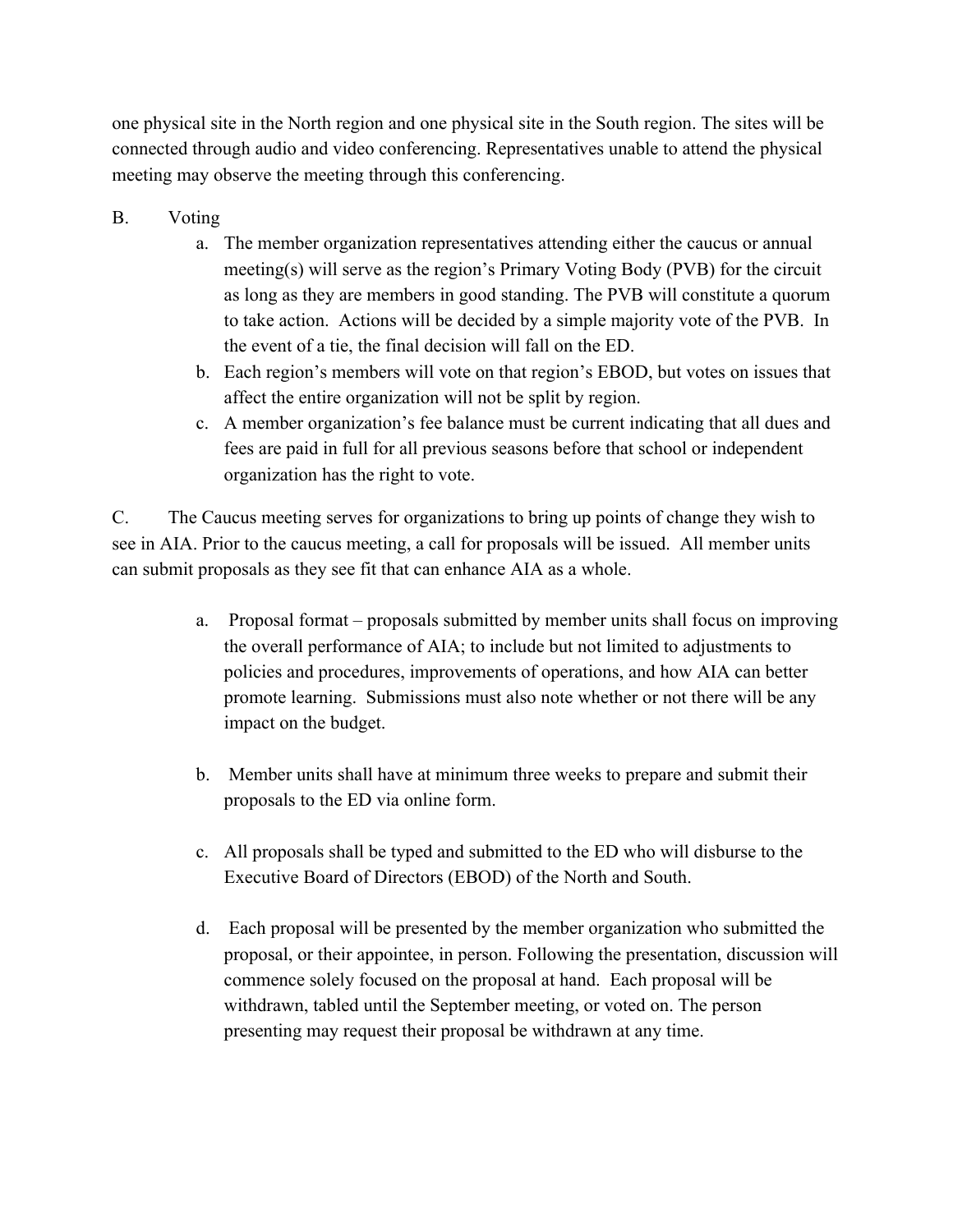one physical site in the North region and one physical site in the South region. The sites will be connected through audio and video conferencing. Representatives unable to attend the physical meeting may observe the meeting through this conferencing.

B. Voting

a. The member organization representatives attending either the caucus or annual meeting(s) will serve as the region's Primary Voting Body (PVB) for the circuit as long as they are members in good standing. The PVB will constitute a quorum to take action. Actions will be decided by a simple majority vote of the PVB. In the event of a tie, the final decision will fall on the ED.

b. Each region's members will vote on that region's EBOD, but votes on issues that affect the entire organization will not be split by region.

c. A member organization's fee balance must be current indicating that all dues and fees are paid in full for all previous seasons before that school or independent organization has the right to vote.

C. The Caucus meeting serves for organizations to bring up points of change they wish to see in AIA. Prior to the caucus meeting, a call for proposals will be issued. All member units can submit proposals as they see fit that can enhance AIA as a whole.

a. Proposal format – proposals submitted by member units shall focus on improving the overall performance of AIA; to include but not limited to adjustments to policies and procedures, improvements of operations, and how AIA can better promote learning. Submissions must also note whether or not there will be any impact on the budget.

b. Member units shall have at minimum three weeks to prepare and submit their proposals to the ED via online form.

c. All proposals shall be typed and submitted to the ED who will disburse to the Executive Board of Directors (EBOD) of the North and South.

d. Each proposal will be presented by the member organization who submitted the proposal, or their appointee, in person. Following the presentation, discussion will commence solely focused on the proposal at hand. Each proposal will be withdrawn, tabled until the September meeting, or voted on. The person presenting may request their proposal be withdrawn at any time.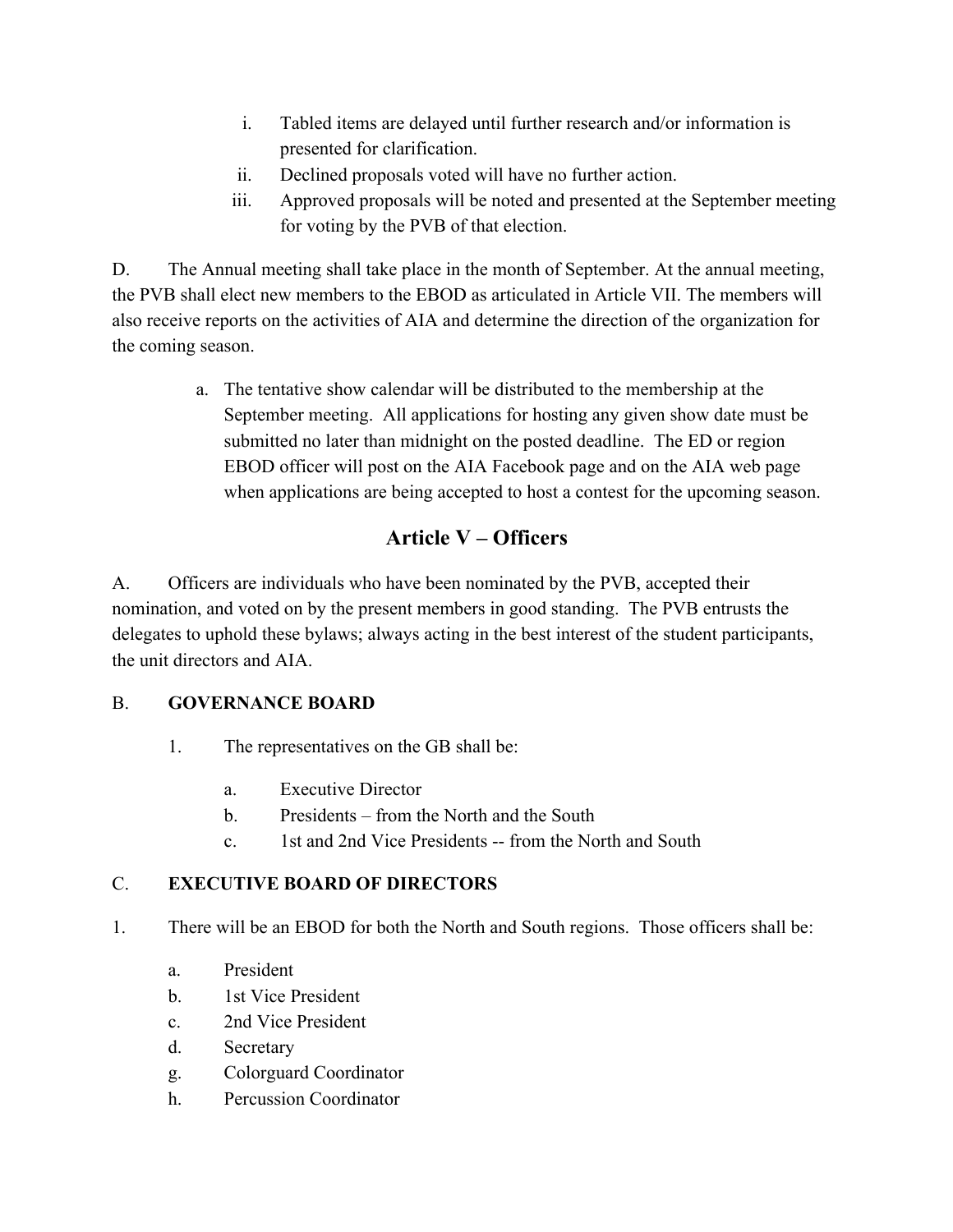i. Tabled items are delayed until further research and/or information is presented for clarification.
   ii. Declined proposals voted will have no further action.
   iii. Approved proposals will be noted and presented at the September meeting for voting by the PVB of that election.

D. The Annual meeting shall take place in the month of September. At the annual meeting, the PVB shall elect new members to the EBOD as articulated in Article VII. The members will also receive reports on the activities of AIA and determine the direction of the organization for the coming season.

   a. The tentative show calendar will be distributed to the membership at the September meeting. All applications for hosting any given show date must be submitted no later than midnight on the posted deadline. The ED or region EBOD officer will post on the AIA Facebook page and on the AIA web page when applications are being accepted to host a contest for the upcoming season.

## Article V – Officers

A. Officers are individuals who have been nominated by the PVB, accepted their nomination, and voted on by the present members in good standing. The PVB entrusts the delegates to uphold these bylaws; always acting in the best interest of the student participants, the unit directors and AIA.

B. **GOVERNANCE BOARD**

   1. The representatives on the GB shall be:

      a. Executive Director
      b. Presidents – from the North and the South
      c. 1st and 2nd Vice Presidents -- from the North and South

C. **EXECUTIVE BOARD OF DIRECTORS**

1. There will be an EBOD for both the North and South regions. Those officers shall be:

   a. President
   b. 1st Vice President
   c. 2nd Vice President
   d. Secretary
   g. Colorguard Coordinator
   h. Percussion Coordinator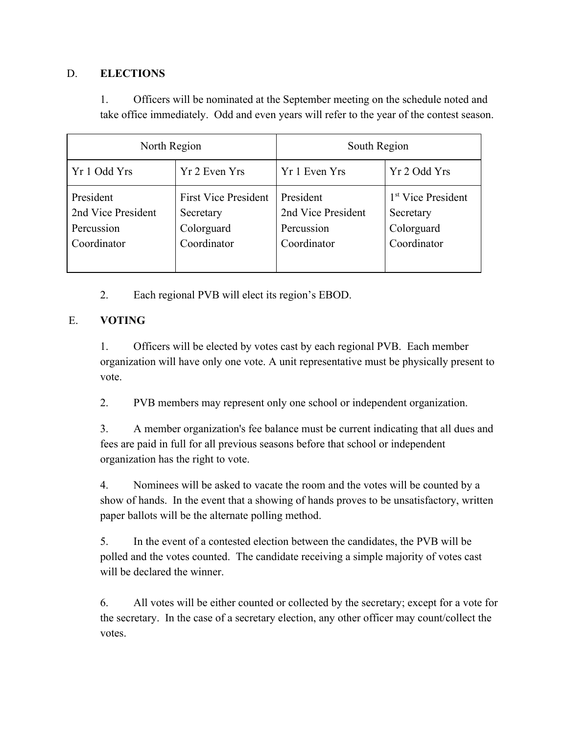## D. **ELECTIONS**

1. Officers will be nominated at the September meeting on the schedule noted and take office immediately. Odd and even years will refer to the year of the contest season.

| North Region | | South Region | |
|---|---|---|---|
| Yr 1 Odd Yrs | Yr 2 Even Yrs | Yr 1 Even Yrs | Yr 2 Odd Yrs |
| President<br>2nd Vice President<br>Percussion Coordinator | First Vice President<br>Secretary<br>Colorguard Coordinator | President<br>2nd Vice President<br>Percussion Coordinator | 1st Vice President<br>Secretary<br>Colorguard Coordinator |

2. Each regional PVB will elect its region's EBOD.

## E. **VOTING**

1. Officers will be elected by votes cast by each regional PVB. Each member organization will have only one vote. A unit representative must be physically present to vote.

2. PVB members may represent only one school or independent organization.

3. A member organization's fee balance must be current indicating that all dues and fees are paid in full for all previous seasons before that school or independent organization has the right to vote.

4. Nominees will be asked to vacate the room and the votes will be counted by a show of hands. In the event that a showing of hands proves to be unsatisfactory, written paper ballots will be the alternate polling method.

5. In the event of a contested election between the candidates, the PVB will be polled and the votes counted. The candidate receiving a simple majority of votes cast will be declared the winner.

6. All votes will be either counted or collected by the secretary; except for a vote for the secretary. In the case of a secretary election, any other officer may count/collect the votes.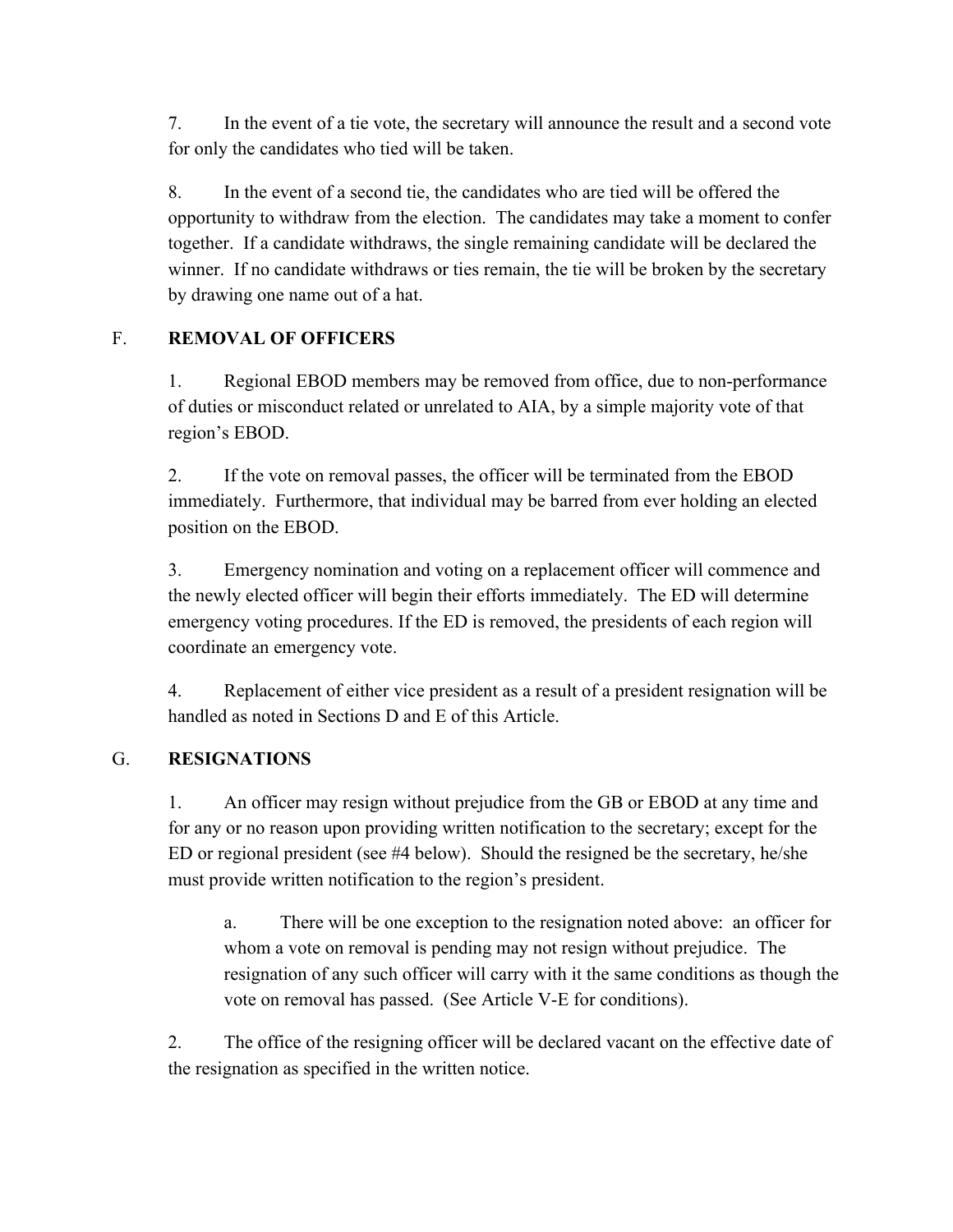7. In the event of a tie vote, the secretary will announce the result and a second vote for only the candidates who tied will be taken.

8. In the event of a second tie, the candidates who are tied will be offered the opportunity to withdraw from the election. The candidates may take a moment to confer together. If a candidate withdraws, the single remaining candidate will be declared the winner. If no candidate withdraws or ties remain, the tie will be broken by the secretary by drawing one name out of a hat.

## F. REMOVAL OF OFFICERS

1. Regional EBOD members may be removed from office, due to non-performance of duties or misconduct related or unrelated to AIA, by a simple majority vote of that region's EBOD.

2. If the vote on removal passes, the officer will be terminated from the EBOD immediately. Furthermore, that individual may be barred from ever holding an elected position on the EBOD.

3. Emergency nomination and voting on a replacement officer will commence and the newly elected officer will begin their efforts immediately. The ED will determine emergency voting procedures. If the ED is removed, the presidents of each region will coordinate an emergency vote.

4. Replacement of either vice president as a result of a president resignation will be handled as noted in Sections D and E of this Article.

## G. RESIGNATIONS

1. An officer may resign without prejudice from the GB or EBOD at any time and for any or no reason upon providing written notification to the secretary; except for the ED or regional president (see #4 below). Should the resigned be the secretary, he/she must provide written notification to the region's president.

   a. There will be one exception to the resignation noted above: an officer for whom a vote on removal is pending may not resign without prejudice. The resignation of any such officer will carry with it the same conditions as though the vote on removal has passed. (See Article V-E for conditions).

2. The office of the resigning officer will be declared vacant on the effective date of the resignation as specified in the written notice.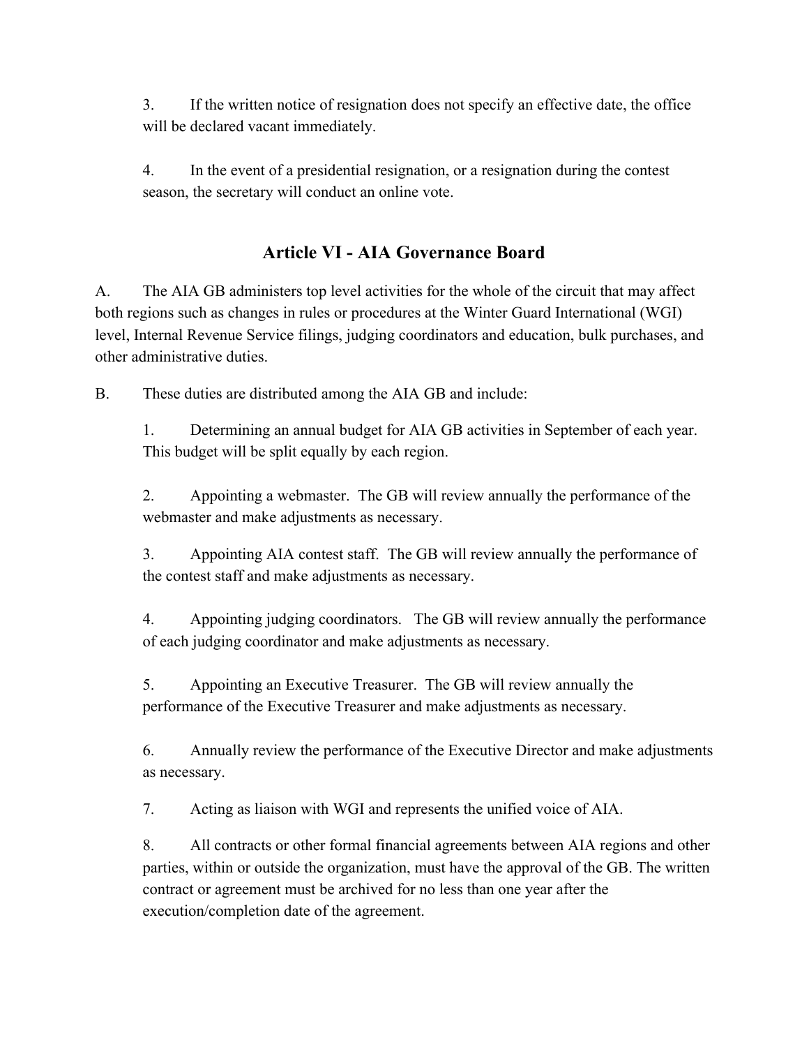3. If the written notice of resignation does not specify an effective date, the office will be declared vacant immediately.

4. In the event of a presidential resignation, or a resignation during the contest season, the secretary will conduct an online vote.

## Article VI - AIA Governance Board

A. The AIA GB administers top level activities for the whole of the circuit that may affect both regions such as changes in rules or procedures at the Winter Guard International (WGI) level, Internal Revenue Service filings, judging coordinators and education, bulk purchases, and other administrative duties.

B. These duties are distributed among the AIA GB and include:

1. Determining an annual budget for AIA GB activities in September of each year. This budget will be split equally by each region.

2. Appointing a webmaster. The GB will review annually the performance of the webmaster and make adjustments as necessary.

3. Appointing AIA contest staff. The GB will review annually the performance of the contest staff and make adjustments as necessary.

4. Appointing judging coordinators. The GB will review annually the performance of each judging coordinator and make adjustments as necessary.

5. Appointing an Executive Treasurer. The GB will review annually the performance of the Executive Treasurer and make adjustments as necessary.

6. Annually review the performance of the Executive Director and make adjustments as necessary.

7. Acting as liaison with WGI and represents the unified voice of AIA.

8. All contracts or other formal financial agreements between AIA regions and other parties, within or outside the organization, must have the approval of the GB. The written contract or agreement must be archived for no less than one year after the execution/completion date of the agreement.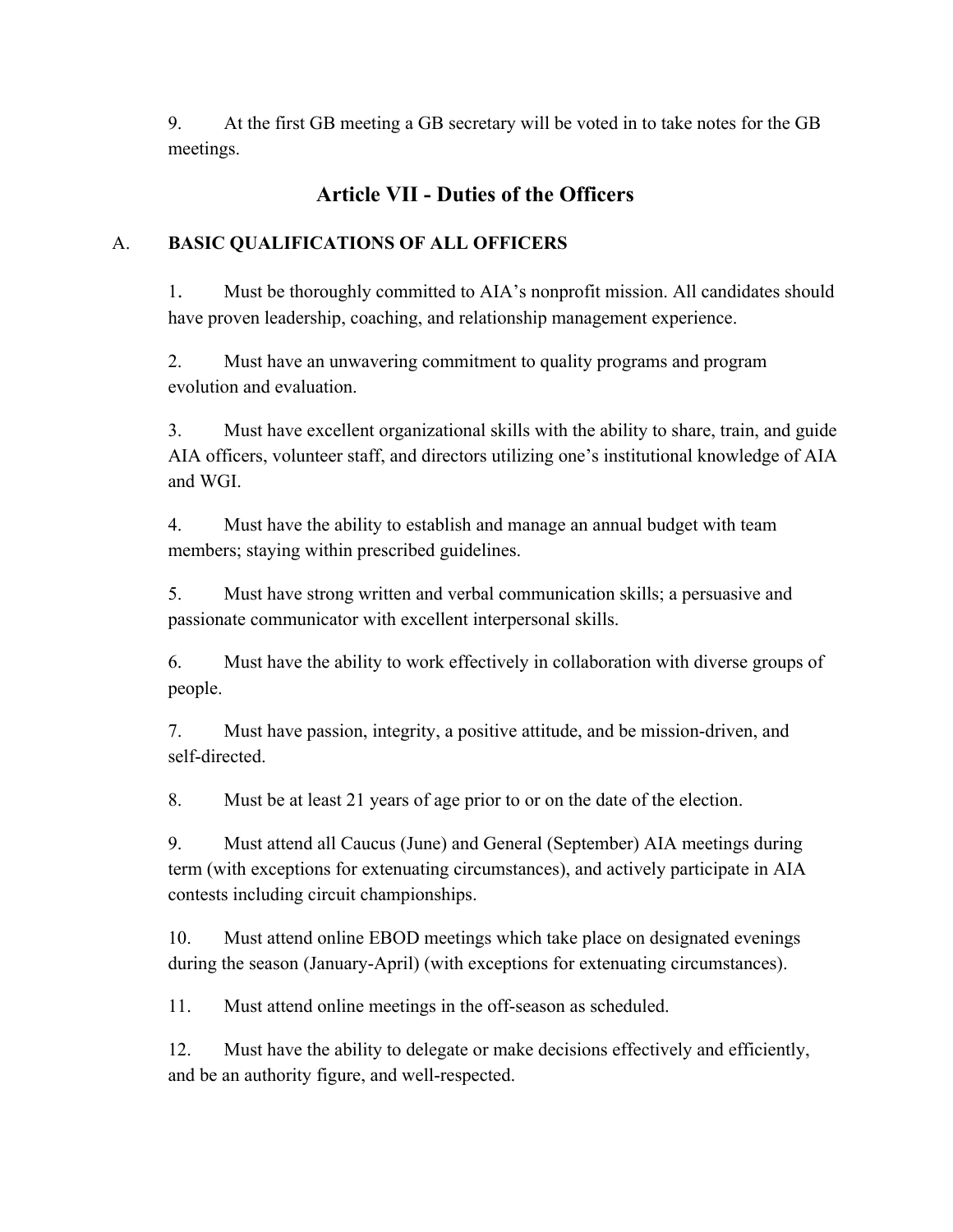9. At the first GB meeting a GB secretary will be voted in to take notes for the GB meetings.

## Article VII - Duties of the Officers

A. **BASIC QUALIFICATIONS OF ALL OFFICERS**

1. Must be thoroughly committed to AIA's nonprofit mission. All candidates should have proven leadership, coaching, and relationship management experience.

2. Must have an unwavering commitment to quality programs and program evolution and evaluation.

3. Must have excellent organizational skills with the ability to share, train, and guide AIA officers, volunteer staff, and directors utilizing one's institutional knowledge of AIA and WGI.

4. Must have the ability to establish and manage an annual budget with team members; staying within prescribed guidelines.

5. Must have strong written and verbal communication skills; a persuasive and passionate communicator with excellent interpersonal skills.

6. Must have the ability to work effectively in collaboration with diverse groups of people.

7. Must have passion, integrity, a positive attitude, and be mission-driven, and self-directed.

8. Must be at least 21 years of age prior to or on the date of the election.

9. Must attend all Caucus (June) and General (September) AIA meetings during term (with exceptions for extenuating circumstances), and actively participate in AIA contests including circuit championships.

10. Must attend online EBOD meetings which take place on designated evenings during the season (January-April) (with exceptions for extenuating circumstances).

11. Must attend online meetings in the off-season as scheduled.

12. Must have the ability to delegate or make decisions effectively and efficiently, and be an authority figure, and well-respected.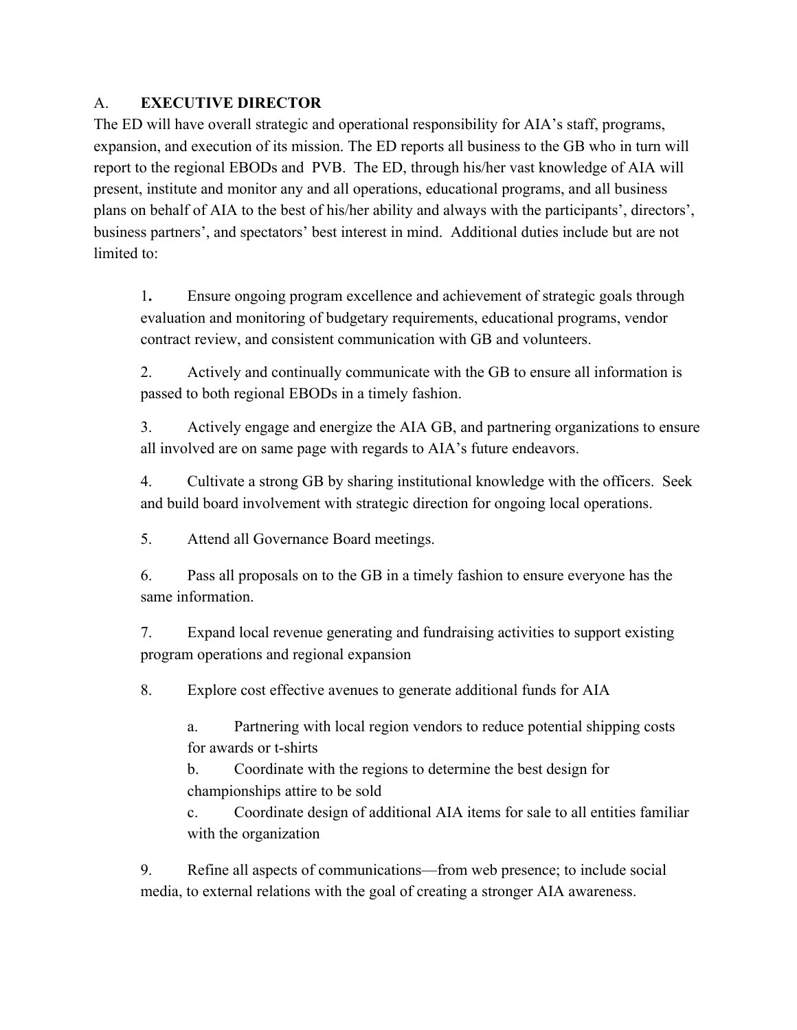## A. **EXECUTIVE DIRECTOR**

The ED will have overall strategic and operational responsibility for AIA's staff, programs, expansion, and execution of its mission. The ED reports all business to the GB who in turn will report to the regional EBODs and PVB. The ED, through his/her vast knowledge of AIA will present, institute and monitor any and all operations, educational programs, and all business plans on behalf of AIA to the best of his/her ability and always with the participants', directors', business partners', and spectators' best interest in mind. Additional duties include but are not limited to:

1. Ensure ongoing program excellence and achievement of strategic goals through evaluation and monitoring of budgetary requirements, educational programs, vendor contract review, and consistent communication with GB and volunteers.

2. Actively and continually communicate with the GB to ensure all information is passed to both regional EBODs in a timely fashion.

3. Actively engage and energize the AIA GB, and partnering organizations to ensure all involved are on same page with regards to AIA's future endeavors.

4. Cultivate a strong GB by sharing institutional knowledge with the officers. Seek and build board involvement with strategic direction for ongoing local operations.

5. Attend all Governance Board meetings.

6. Pass all proposals on to the GB in a timely fashion to ensure everyone has the same information.

7. Expand local revenue generating and fundraising activities to support existing program operations and regional expansion

8. Explore cost effective avenues to generate additional funds for AIA

   a. Partnering with local region vendors to reduce potential shipping costs for awards or t-shirts

   b. Coordinate with the regions to determine the best design for championships attire to be sold

   c. Coordinate design of additional AIA items for sale to all entities familiar with the organization

9. Refine all aspects of communications—from web presence; to include social media, to external relations with the goal of creating a stronger AIA awareness.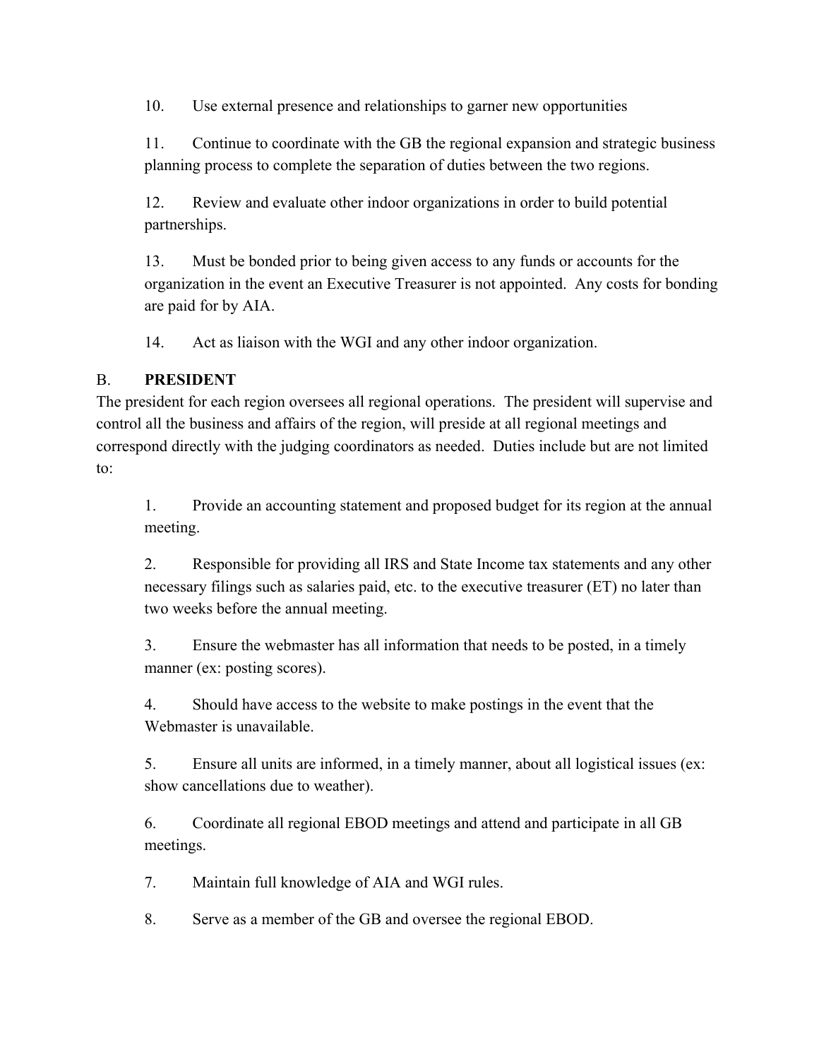10. Use external presence and relationships to garner new opportunities

11. Continue to coordinate with the GB the regional expansion and strategic business planning process to complete the separation of duties between the two regions.

12. Review and evaluate other indoor organizations in order to build potential partnerships.

13. Must be bonded prior to being given access to any funds or accounts for the organization in the event an Executive Treasurer is not appointed. Any costs for bonding are paid for by AIA.

14. Act as liaison with the WGI and any other indoor organization.

B. **PRESIDENT**

The president for each region oversees all regional operations. The president will supervise and control all the business and affairs of the region, will preside at all regional meetings and correspond directly with the judging coordinators as needed. Duties include but are not limited to:

1. Provide an accounting statement and proposed budget for its region at the annual meeting.

2. Responsible for providing all IRS and State Income tax statements and any other necessary filings such as salaries paid, etc. to the executive treasurer (ET) no later than two weeks before the annual meeting.

3. Ensure the webmaster has all information that needs to be posted, in a timely manner (ex: posting scores).

4. Should have access to the website to make postings in the event that the Webmaster is unavailable.

5. Ensure all units are informed, in a timely manner, about all logistical issues (ex: show cancellations due to weather).

6. Coordinate all regional EBOD meetings and attend and participate in all GB meetings.

7. Maintain full knowledge of AIA and WGI rules.

8. Serve as a member of the GB and oversee the regional EBOD.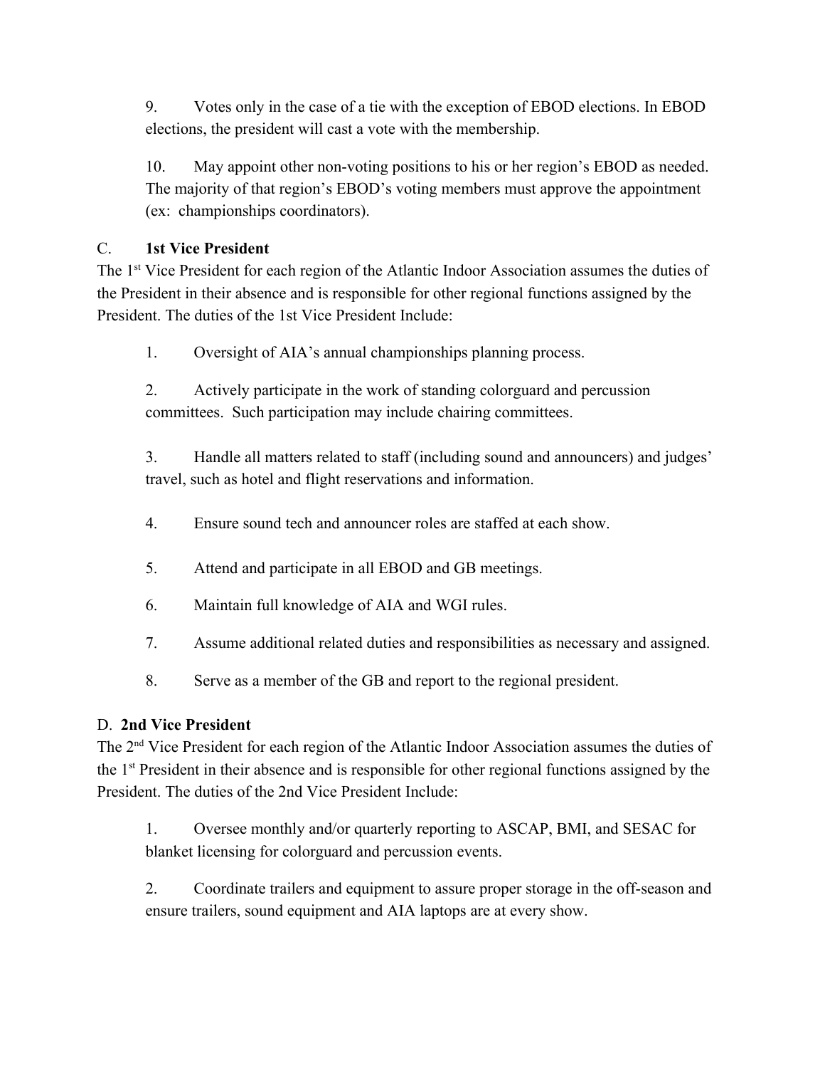9. Votes only in the case of a tie with the exception of EBOD elections. In EBOD elections, the president will cast a vote with the membership.

10. May appoint other non-voting positions to his or her region's EBOD as needed. The majority of that region's EBOD's voting members must approve the appointment (ex: championships coordinators).

C. **1st Vice President**

The 1st Vice President for each region of the Atlantic Indoor Association assumes the duties of the President in their absence and is responsible for other regional functions assigned by the President. The duties of the 1st Vice President Include:

1. Oversight of AIA's annual championships planning process.

2. Actively participate in the work of standing colorguard and percussion committees. Such participation may include chairing committees.

3. Handle all matters related to staff (including sound and announcers) and judges' travel, such as hotel and flight reservations and information.

4. Ensure sound tech and announcer roles are staffed at each show.

5. Attend and participate in all EBOD and GB meetings.

6. Maintain full knowledge of AIA and WGI rules.

7. Assume additional related duties and responsibilities as necessary and assigned.

8. Serve as a member of the GB and report to the regional president.

D. **2nd Vice President**

The 2nd Vice President for each region of the Atlantic Indoor Association assumes the duties of the 1st President in their absence and is responsible for other regional functions assigned by the President. The duties of the 2nd Vice President Include:

1. Oversee monthly and/or quarterly reporting to ASCAP, BMI, and SESAC for blanket licensing for colorguard and percussion events.

2. Coordinate trailers and equipment to assure proper storage in the off-season and ensure trailers, sound equipment and AIA laptops are at every show.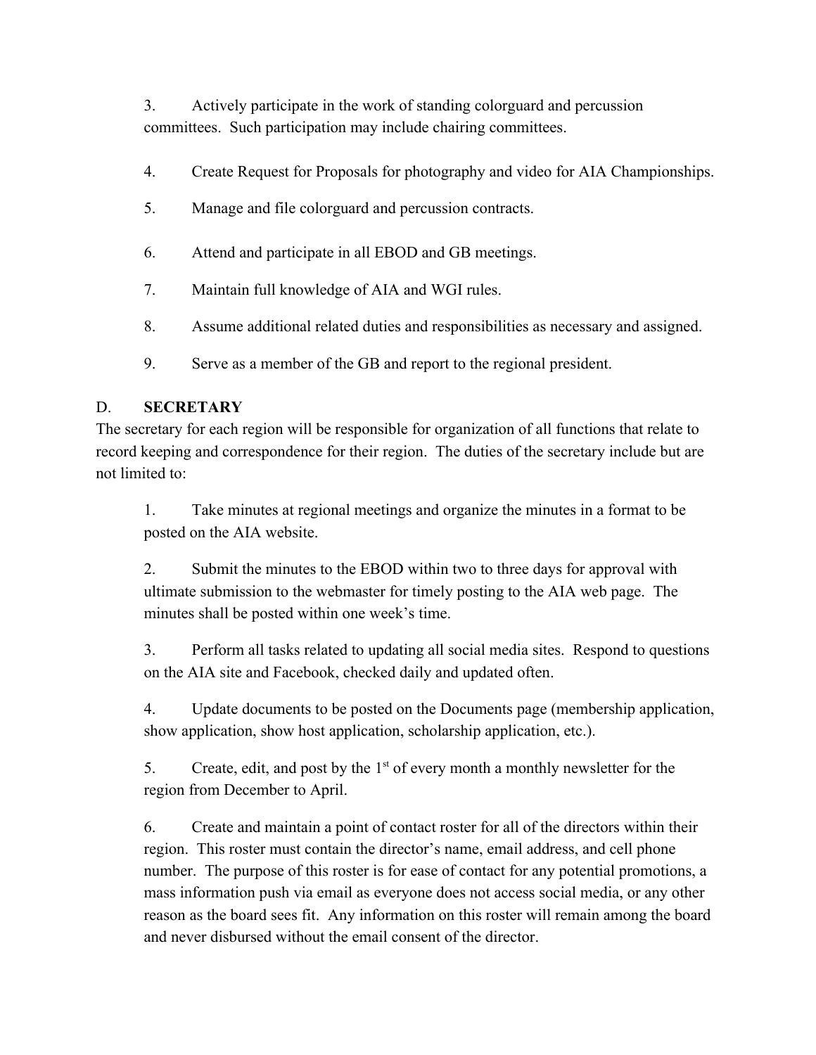3. Actively participate in the work of standing colorguard and percussion committees. Such participation may include chairing committees.

4. Create Request for Proposals for photography and video for AIA Championships.

5. Manage and file colorguard and percussion contracts.

6. Attend and participate in all EBOD and GB meetings.

7. Maintain full knowledge of AIA and WGI rules.

8. Assume additional related duties and responsibilities as necessary and assigned.

9. Serve as a member of the GB and report to the regional president.

D. **SECRETARY**

The secretary for each region will be responsible for organization of all functions that relate to record keeping and correspondence for their region. The duties of the secretary include but are not limited to:

1. Take minutes at regional meetings and organize the minutes in a format to be posted on the AIA website.

2. Submit the minutes to the EBOD within two to three days for approval with ultimate submission to the webmaster for timely posting to the AIA web page. The minutes shall be posted within one week's time.

3. Perform all tasks related to updating all social media sites. Respond to questions on the AIA site and Facebook, checked daily and updated often.

4. Update documents to be posted on the Documents page (membership application, show application, show host application, scholarship application, etc.).

5. Create, edit, and post by the 1st of every month a monthly newsletter for the region from December to April.

6. Create and maintain a point of contact roster for all of the directors within their region. This roster must contain the director's name, email address, and cell phone number. The purpose of this roster is for ease of contact for any potential promotions, a mass information push via email as everyone does not access social media, or any other reason as the board sees fit. Any information on this roster will remain among the board and never disbursed without the email consent of the director.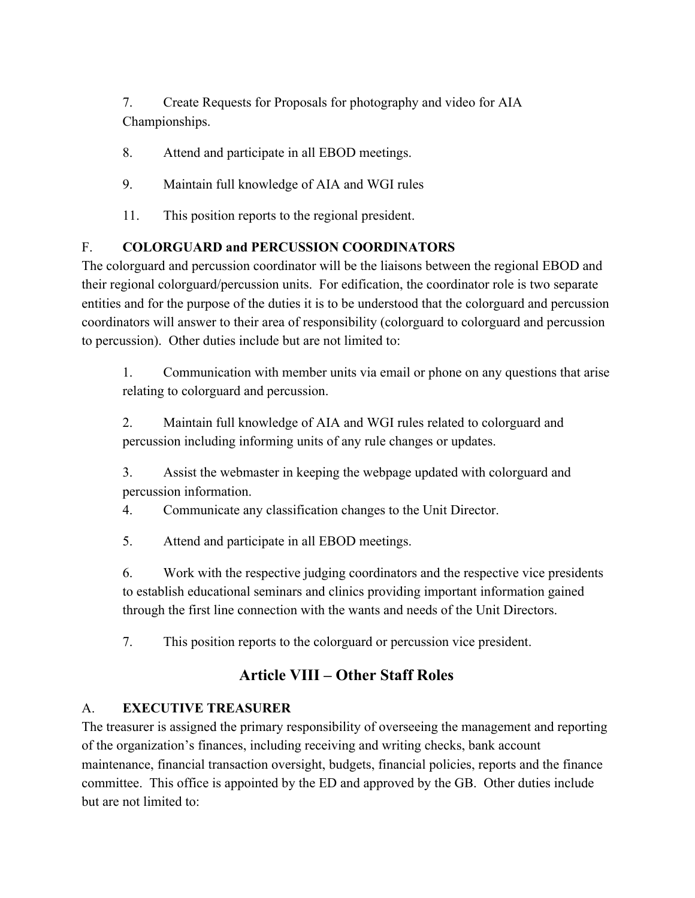7. Create Requests for Proposals for photography and video for AIA Championships.

8. Attend and participate in all EBOD meetings.

9. Maintain full knowledge of AIA and WGI rules

11. This position reports to the regional president.

F. **COLORGUARD and PERCUSSION COORDINATORS**

The colorguard and percussion coordinator will be the liaisons between the regional EBOD and their regional colorguard/percussion units. For edification, the coordinator role is two separate entities and for the purpose of the duties it is to be understood that the colorguard and percussion coordinators will answer to their area of responsibility (colorguard to colorguard and percussion to percussion). Other duties include but are not limited to:

1. Communication with member units via email or phone on any questions that arise relating to colorguard and percussion.

2. Maintain full knowledge of AIA and WGI rules related to colorguard and percussion including informing units of any rule changes or updates.

3. Assist the webmaster in keeping the webpage updated with colorguard and percussion information.

4. Communicate any classification changes to the Unit Director.

5. Attend and participate in all EBOD meetings.

6. Work with the respective judging coordinators and the respective vice presidents to establish educational seminars and clinics providing important information gained through the first line connection with the wants and needs of the Unit Directors.

7. This position reports to the colorguard or percussion vice president.

## Article VIII – Other Staff Roles

A. **EXECUTIVE TREASURER**

The treasurer is assigned the primary responsibility of overseeing the management and reporting of the organization's finances, including receiving and writing checks, bank account maintenance, financial transaction oversight, budgets, financial policies, reports and the finance committee. This office is appointed by the ED and approved by the GB. Other duties include but are not limited to: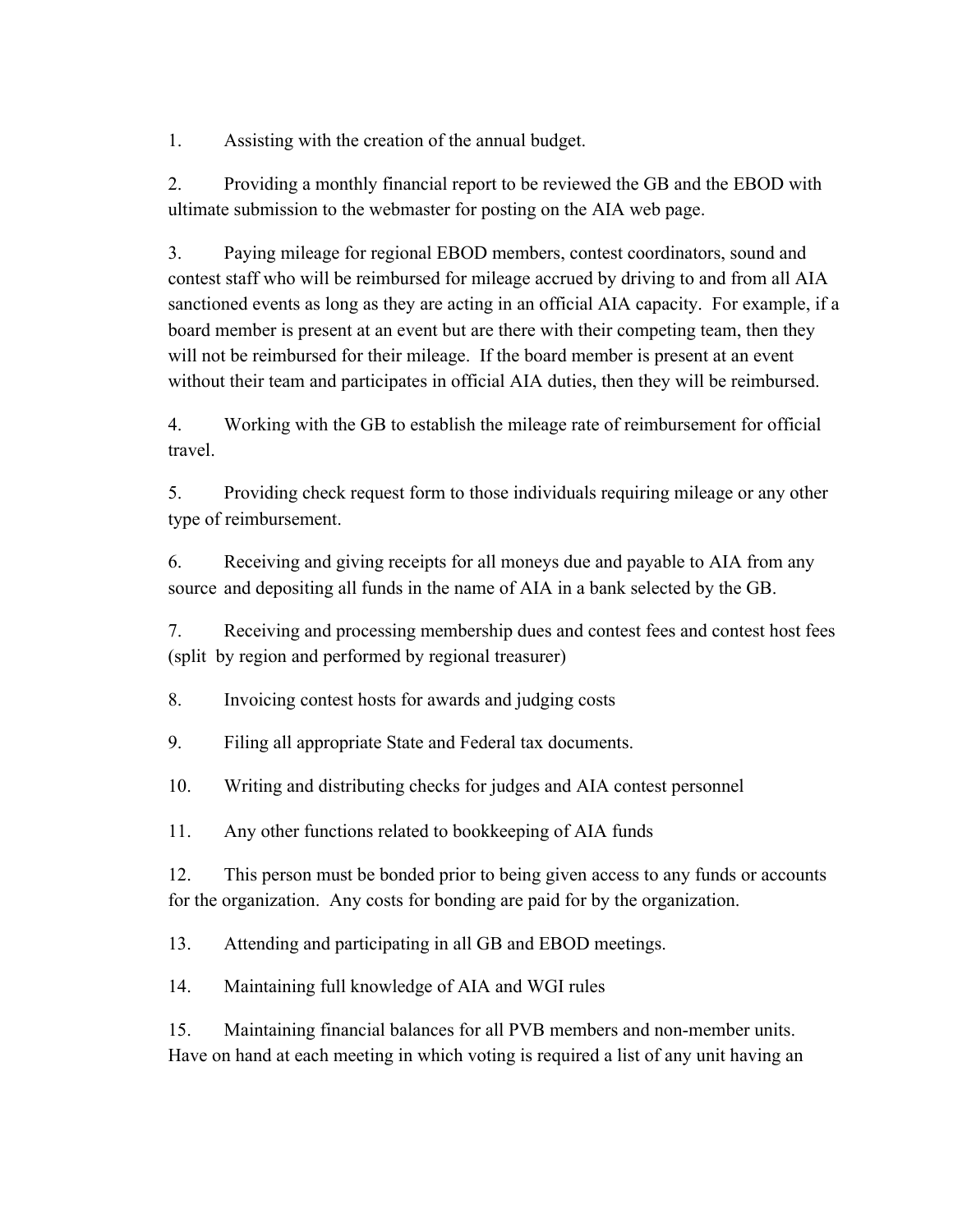1. Assisting with the creation of the annual budget.

2. Providing a monthly financial report to be reviewed the GB and the EBOD with ultimate submission to the webmaster for posting on the AIA web page.

3. Paying mileage for regional EBOD members, contest coordinators, sound and contest staff who will be reimbursed for mileage accrued by driving to and from all AIA sanctioned events as long as they are acting in an official AIA capacity. For example, if a board member is present at an event but are there with their competing team, then they will not be reimbursed for their mileage. If the board member is present at an event without their team and participates in official AIA duties, then they will be reimbursed.

4. Working with the GB to establish the mileage rate of reimbursement for official travel.

5. Providing check request form to those individuals requiring mileage or any other type of reimbursement.

6. Receiving and giving receipts for all moneys due and payable to AIA from any source and depositing all funds in the name of AIA in a bank selected by the GB.

7. Receiving and processing membership dues and contest fees and contest host fees (split by region and performed by regional treasurer)

8. Invoicing contest hosts for awards and judging costs

9. Filing all appropriate State and Federal tax documents.

10. Writing and distributing checks for judges and AIA contest personnel

11. Any other functions related to bookkeeping of AIA funds

12. This person must be bonded prior to being given access to any funds or accounts for the organization. Any costs for bonding are paid for by the organization.

13. Attending and participating in all GB and EBOD meetings.

14. Maintaining full knowledge of AIA and WGI rules

15. Maintaining financial balances for all PVB members and non-member units. Have on hand at each meeting in which voting is required a list of any unit having an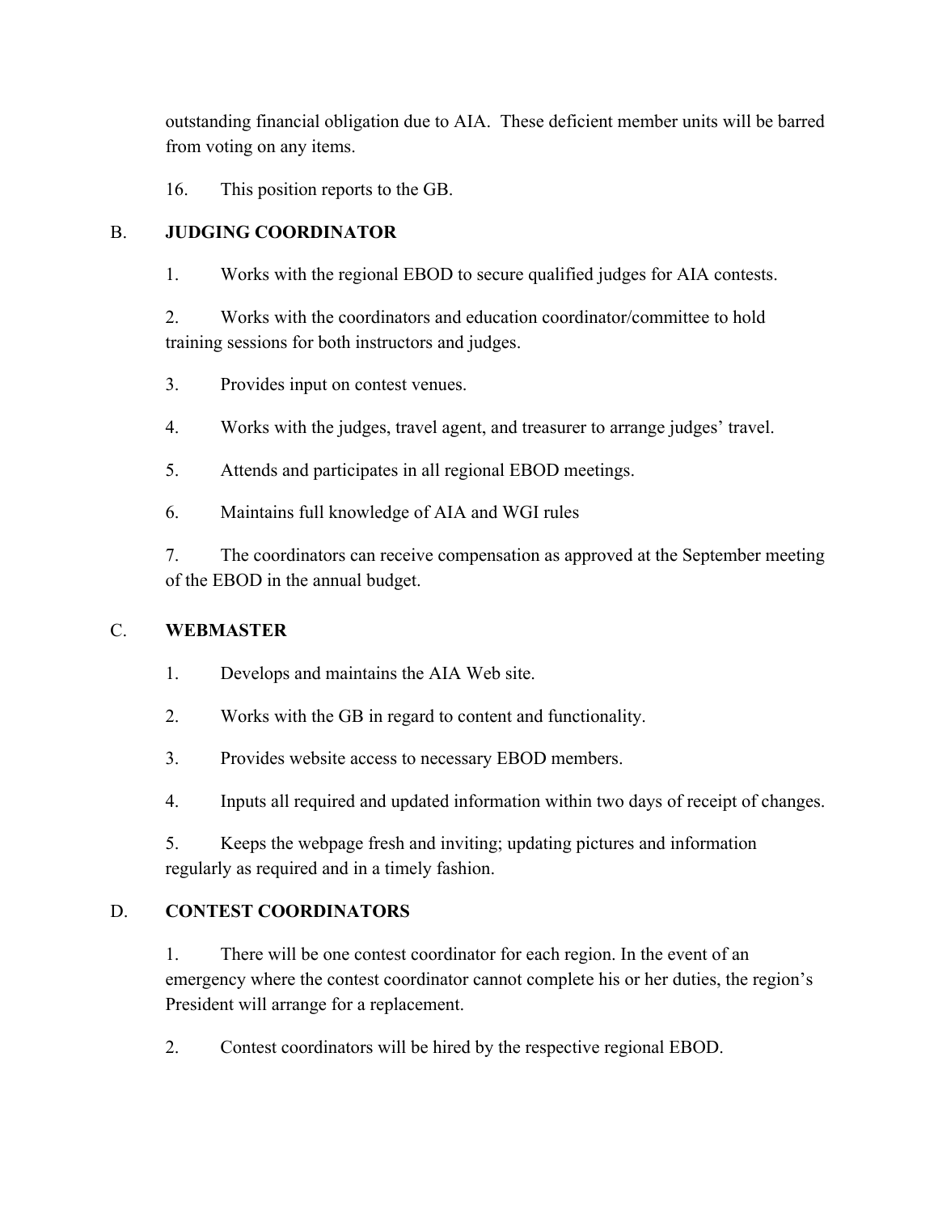outstanding financial obligation due to AIA. These deficient member units will be barred from voting on any items.

16. This position reports to the GB.

B. **JUDGING COORDINATOR**

1. Works with the regional EBOD to secure qualified judges for AIA contests.

2. Works with the coordinators and education coordinator/committee to hold training sessions for both instructors and judges.

3. Provides input on contest venues.

4. Works with the judges, travel agent, and treasurer to arrange judges' travel.

5. Attends and participates in all regional EBOD meetings.

6. Maintains full knowledge of AIA and WGI rules

7. The coordinators can receive compensation as approved at the September meeting of the EBOD in the annual budget.

C. **WEBMASTER**

1. Develops and maintains the AIA Web site.

2. Works with the GB in regard to content and functionality.

3. Provides website access to necessary EBOD members.

4. Inputs all required and updated information within two days of receipt of changes.

5. Keeps the webpage fresh and inviting; updating pictures and information regularly as required and in a timely fashion.

D. **CONTEST COORDINATORS**

1. There will be one contest coordinator for each region. In the event of an emergency where the contest coordinator cannot complete his or her duties, the region's President will arrange for a replacement.

2. Contest coordinators will be hired by the respective regional EBOD.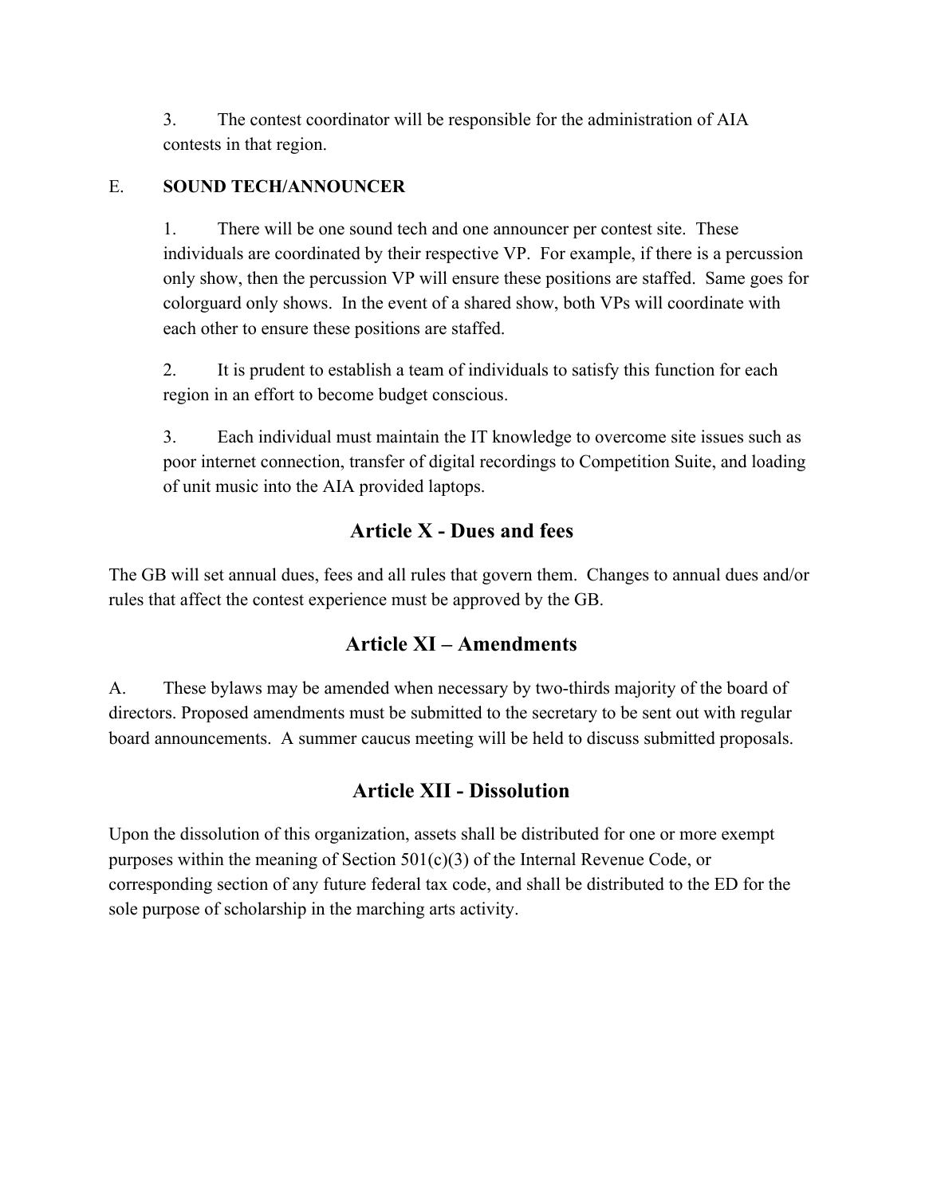3. The contest coordinator will be responsible for the administration of AIA contests in that region.

E. **SOUND TECH/ANNOUNCER**

1. There will be one sound tech and one announcer per contest site. These individuals are coordinated by their respective VP. For example, if there is a percussion only show, then the percussion VP will ensure these positions are staffed. Same goes for colorguard only shows. In the event of a shared show, both VPs will coordinate with each other to ensure these positions are staffed.

2. It is prudent to establish a team of individuals to satisfy this function for each region in an effort to become budget conscious.

3. Each individual must maintain the IT knowledge to overcome site issues such as poor internet connection, transfer of digital recordings to Competition Suite, and loading of unit music into the AIA provided laptops.

## Article X - Dues and fees

The GB will set annual dues, fees and all rules that govern them. Changes to annual dues and/or rules that affect the contest experience must be approved by the GB.

## Article XI – Amendments

A. These bylaws may be amended when necessary by two-thirds majority of the board of directors. Proposed amendments must be submitted to the secretary to be sent out with regular board announcements. A summer caucus meeting will be held to discuss submitted proposals.

## Article XII - Dissolution

Upon the dissolution of this organization, assets shall be distributed for one or more exempt purposes within the meaning of Section 501(c)(3) of the Internal Revenue Code, or corresponding section of any future federal tax code, and shall be distributed to the ED for the sole purpose of scholarship in the marching arts activity.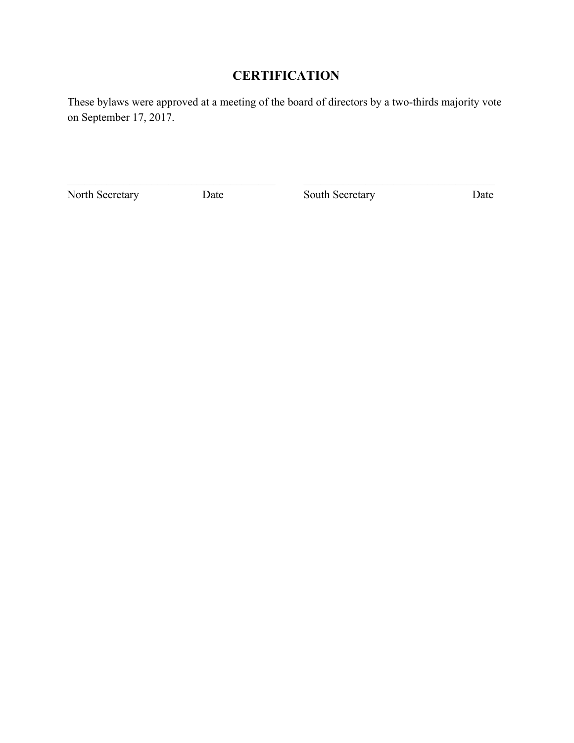## CERTIFICATION

These bylaws were approved at a meeting of the board of directors by a two-thirds majority vote on September 17, 2017.

\_\_\_\_\_\_\_\_\_\_\_\_\_\_\_\_\_\_\_\_\_\_\_\_\_\_\_\_\_\_\_\_\_\_\_\_\_\_\_\_
North Secretary Date

\_\_\_\_\_\_\_\_\_\_\_\_\_\_\_\_\_\_\_\_\_\_\_\_\_\_\_\_\_\_\_\_\_\_\_\_\_\_\_\_
South Secretary Date